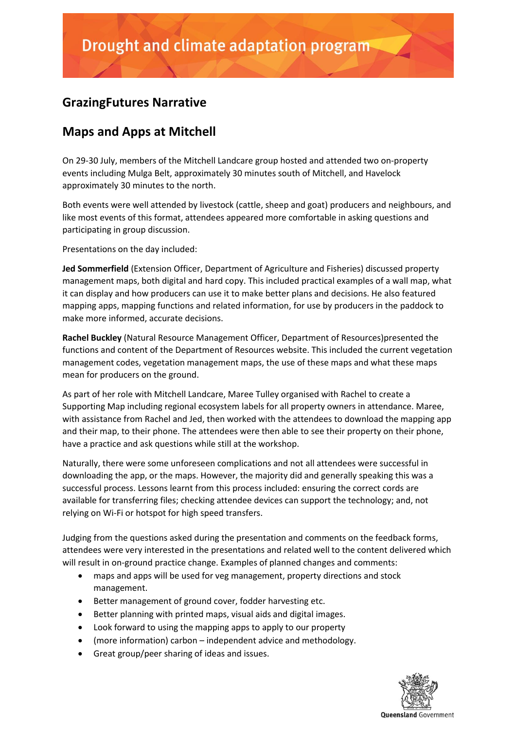# Drought and climate adaptation program

## GrazingFutures Narrative

## Maps and Apps at Mitchell

On 29-30 July, members of the Mitchell Landcare group hosted and attended two on-property events including Mulga Belt, approximately 30 minutes south of Mitchell, and Havelock approximately 30 minutes to the north.

Both events were well attended by livestock (cattle, sheep and goat) producers and neighbours, and like most events of this format, attendees appeared more comfortable in asking questions and participating in group discussion.

Presentations on the day included:

**Jed Sommerfield** (Extension Officer, Department of Agriculture and Fisheries) discussed property management maps, both digital and hard copy. This included practical examples of a wall map, what it can display and how producers can use it to make better plans and decisions. He also featured mapping apps, mapping functions and related information, for use by producers in the paddock to make more informed, accurate decisions.

**Rachel Buckley** (Natural Resource Management Officer, Department of Resources)presented the functions and content of the Department of Resources website. This included the current vegetation management codes, vegetation management maps, the use of these maps and what these maps mean for producers on the ground.

As part of her role with Mitchell Landcare, Maree Tulley organised with Rachel to create a Supporting Map including regional ecosystem labels for all property owners in attendance. Maree, with assistance from Rachel and Jed, then worked with the attendees to download the mapping app and their map, to their phone. The attendees were then able to see their property on their phone, have a practice and ask questions while still at the workshop.

Naturally, there were some unforeseen complications and not all attendees were successful in downloading the app, or the maps. However, the majority did and generally speaking this was a successful process. Lessons learnt from this process included: ensuring the correct cords are available for transferring files; checking attendee devices can support the technology; and, not relying on Wi-Fi or hotspot for high speed transfers.

Judging from the questions asked during the presentation and comments on the feedback forms, attendees were very interested in the presentations and related well to the content delivered which will result in on-ground practice change. Examples of planned changes and comments:

- maps and apps will be used for veg management, property directions and stock management.
- Better management of ground cover, fodder harvesting etc.
- Better planning with printed maps, visual aids and digital images.
- Look forward to using the mapping apps to apply to our property
- (more information) carbon – independent advice and methodology.
- Great group/peer sharing of ideas and issues.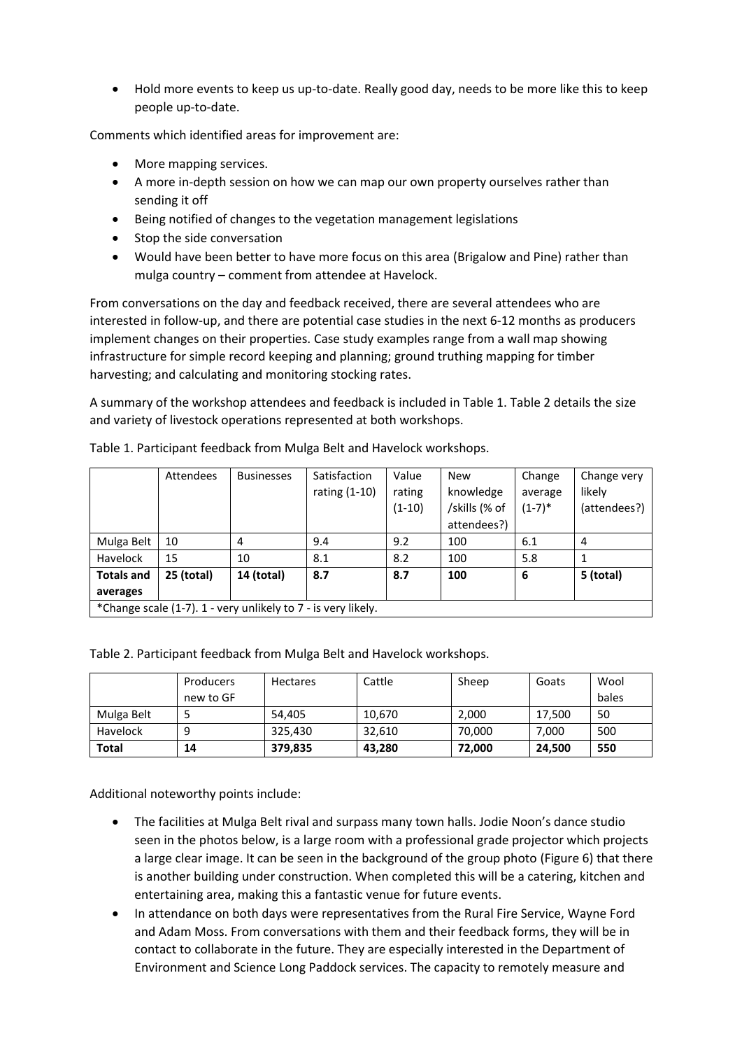- Hold more events to keep us up-to-date. Really good day, needs to be more like this to keep people up-to-date.

Comments which identified areas for improvement are:

- More mapping services.
- A more in-depth session on how we can map our own property ourselves rather than sending it off
- Being notified of changes to the vegetation management legislations
- Stop the side conversation
- Would have been better to have more focus on this area (Brigalow and Pine) rather than mulga country – comment from attendee at Havelock.

From conversations on the day and feedback received, there are several attendees who are interested in follow-up, and there are potential case studies in the next 6-12 months as producers implement changes on their properties. Case study examples range from a wall map showing infrastructure for simple record keeping and planning; ground truthing mapping for timber harvesting; and calculating and monitoring stocking rates.

A summary of the workshop attendees and feedback is included in Table 1. Table 2 details the size and variety of livestock operations represented at both workshops.

Table 1. Participant feedback from Mulga Belt and Havelock workshops.

| | Attendees | Businesses | Satisfaction rating (1-10) | Value rating (1-10) | New knowledge /skills (% of attendees?) | Change average (1-7)* | Change very likely (attendees?) |
|---|---|---|---|---|---|---|---|
| Mulga Belt | 10 | 4 | 9.4 | 9.2 | 100 | 6.1 | 4 |
| Havelock | 15 | 10 | 8.1 | 8.2 | 100 | 5.8 | 1 |
| **Totals and averages** | **25 (total)** | **14 (total)** | **8.7** | **8.7** | **100** | **6** | **5 (total)** |
| *Change scale (1-7). 1 - very unlikely to 7 - is very likely. | | | | | | | |

Table 2. Participant feedback from Mulga Belt and Havelock workshops.

| | Producers new to GF | Hectares | Cattle | Sheep | Goats | Wool bales |
|---|---|---|---|---|---|---|
| Mulga Belt | 5 | 54,405 | 10,670 | 2,000 | 17,500 | 50 |
| Havelock | 9 | 325,430 | 32,610 | 70,000 | 7,000 | 500 |
| **Total** | **14** | **379,835** | **43,280** | **72,000** | **24,500** | **550** |

Additional noteworthy points include:

- The facilities at Mulga Belt rival and surpass many town halls. Jodie Noon's dance studio seen in the photos below, is a large room with a professional grade projector which projects a large clear image. It can be seen in the background of the group photo (Figure 6) that there is another building under construction. When completed this will be a catering, kitchen and entertaining area, making this a fantastic venue for future events.
- In attendance on both days were representatives from the Rural Fire Service, Wayne Ford and Adam Moss. From conversations with them and their feedback forms, they will be in contact to collaborate in the future. They are especially interested in the Department of Environment and Science Long Paddock services. The capacity to remotely measure and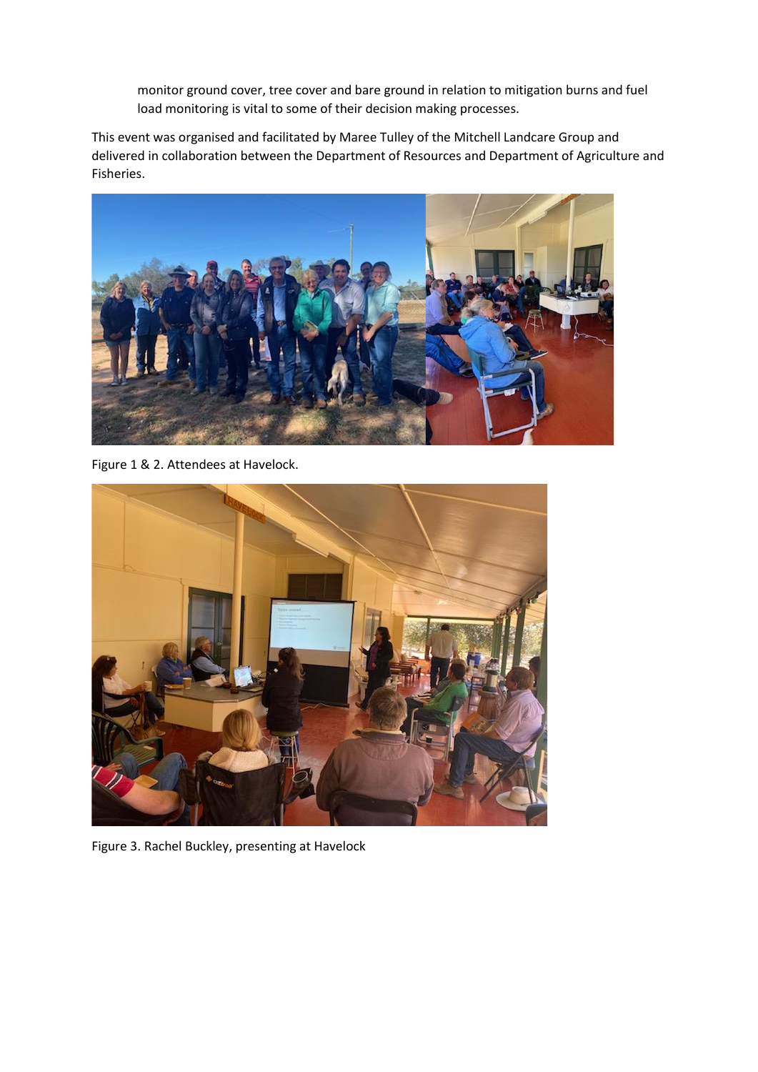monitor ground cover, tree cover and bare ground in relation to mitigation burns and fuel load monitoring is vital to some of their decision making processes.

This event was organised and facilitated by Maree Tulley of the Mitchell Landcare Group and delivered in collaboration between the Department of Resources and Department of Agriculture and Fisheries.

Figure 1 & 2. Attendees at Havelock.

Figure 3. Rachel Buckley, presenting at Havelock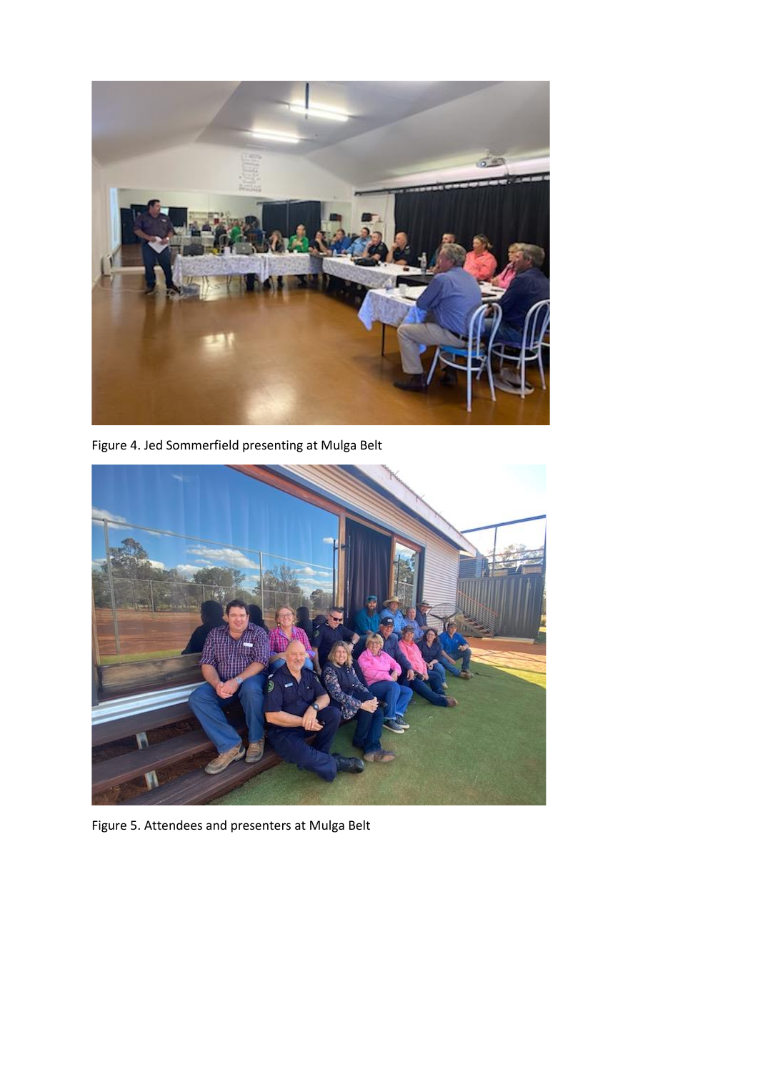Figure 4. Jed Sommerfield presenting at Mulga Belt

Figure 5. Attendees and presenters at Mulga Belt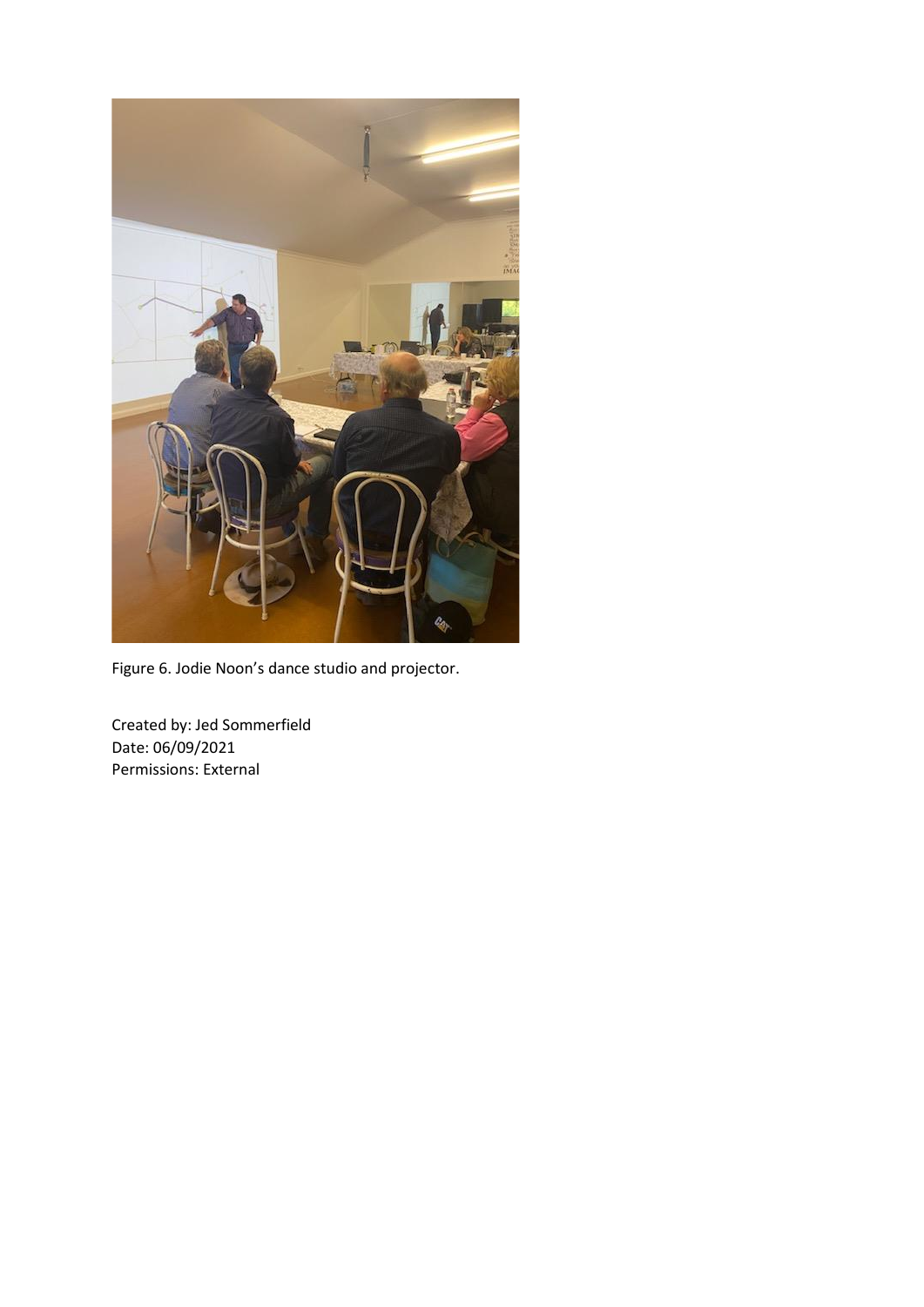Figure 6. Jodie Noon's dance studio and projector.

Created by: Jed Sommerfield
Date: 06/09/2021
Permissions: External